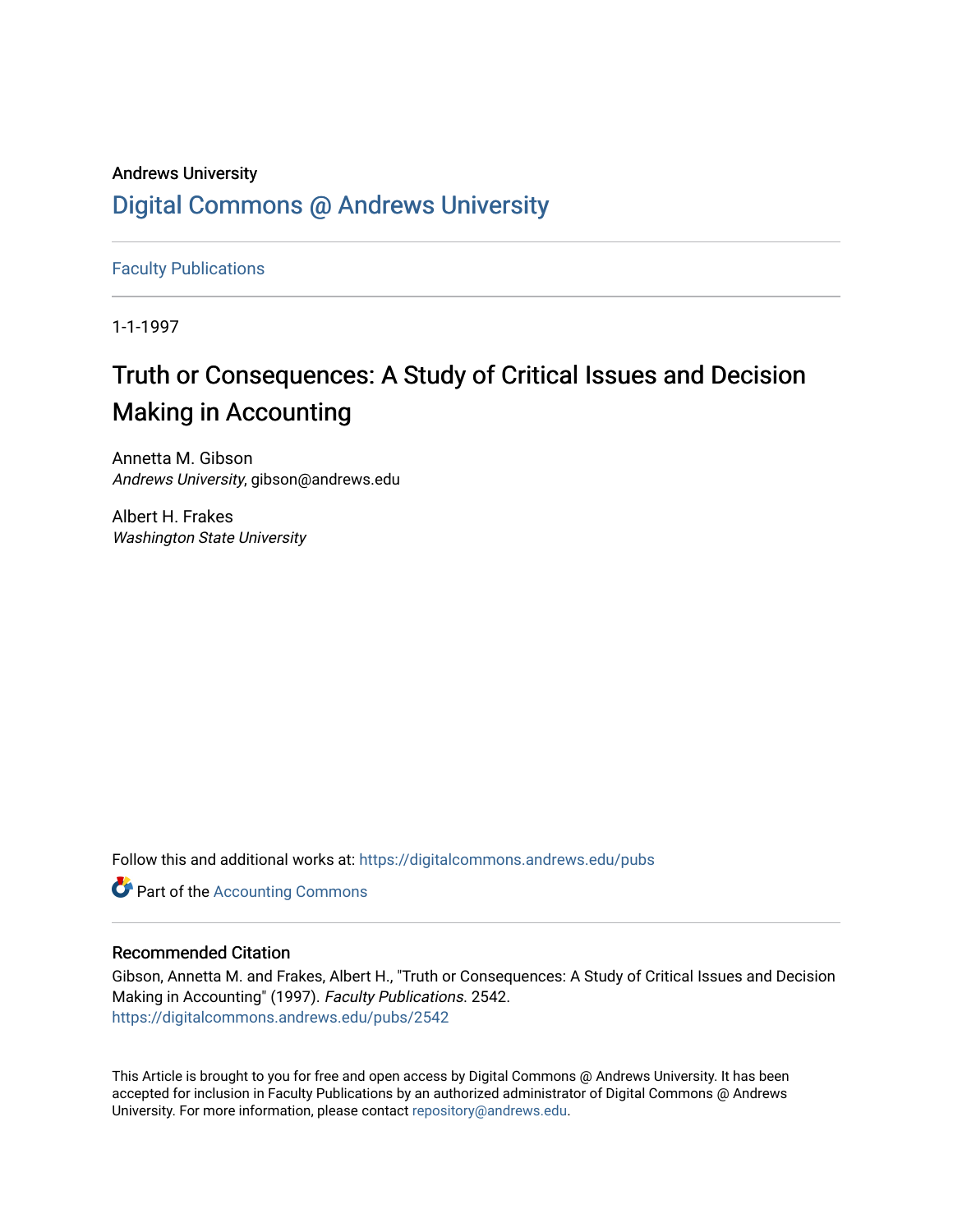Andrews University

# Digital Commons @ Andrews University

Faculty Publications

1-1-1997

## Truth or Consequences: A Study of Critical Issues and Decision Making in Accounting

Annetta M. Gibson
*Andrews University*, gibson@andrews.edu

Albert H. Frakes
*Washington State University*

Follow this and additional works at: https://digitalcommons.andrews.edu/pubs

Part of the Accounting Commons

### Recommended Citation

Gibson, Annetta M. and Frakes, Albert H., "Truth or Consequences: A Study of Critical Issues and Decision Making in Accounting" (1997). *Faculty Publications*. 2542.
https://digitalcommons.andrews.edu/pubs/2542

This Article is brought to you for free and open access by Digital Commons @ Andrews University. It has been accepted for inclusion in Faculty Publications by an authorized administrator of Digital Commons @ Andrews University. For more information, please contact repository@andrews.edu.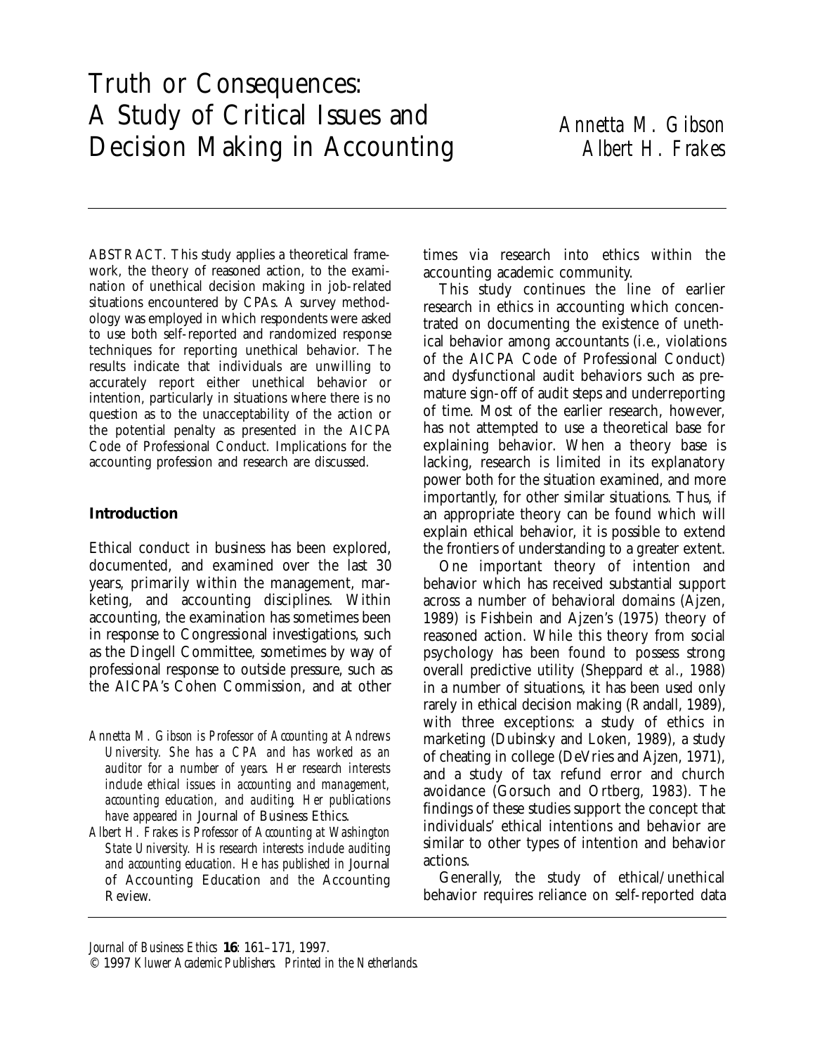# Truth or Consequences: A Study of Critical Issues and Decision Making in Accounting

*Annetta M. Gibson*
*Albert H. Frakes*

ABSTRACT. This study applies a theoretical framework, the theory of reasoned action, to the examination of unethical decision making in job-related situations encountered by CPAs. A survey methodology was employed in which respondents were asked to use both self-reported and randomized response techniques for reporting unethical behavior. The results indicate that individuals are unwilling to accurately report either unethical behavior or intention, particularly in situations where there is no question as to the unacceptability of the action or the potential penalty as presented in the AICPA Code of Professional Conduct. Implications for the accounting profession and research are discussed.

## Introduction

Ethical conduct in business has been explored, documented, and examined over the last 30 years, primarily within the management, marketing, and accounting disciplines. Within accounting, the examination has sometimes been in response to Congressional investigations, such as the Dingell Committee, sometimes by way of professional response to outside pressure, such as the AICPA's Cohen Commission, and at other times via research into ethics within the accounting academic community.

This study continues the line of earlier research in ethics in accounting which concentrated on documenting the existence of unethical behavior among accountants (i.e., violations of the AICPA Code of Professional Conduct) and dysfunctional audit behaviors such as premature sign-off of audit steps and underreporting of time. Most of the earlier research, however, has not attempted to use a theoretical base for explaining behavior. When a theory base is lacking, research is limited in its explanatory power both for the situation examined, and more importantly, for other similar situations. Thus, if an appropriate theory can be found which will explain ethical behavior, it is possible to extend the frontiers of understanding to a greater extent.

One important theory of intention and behavior which has received substantial support across a number of behavioral domains (Ajzen, 1989) is Fishbein and Ajzen's (1975) theory of reasoned action. While this theory from social psychology has been found to possess strong overall predictive utility (Sheppard *et al*., 1988) in a number of situations, it has been used only rarely in ethical decision making (Randall, 1989), with three exceptions: a study of ethics in marketing (Dubinsky and Loken, 1989), a study of cheating in college (DeVries and Ajzen, 1971), and a study of tax refund error and church avoidance (Gorsuch and Ortberg, 1983). The findings of these studies support the concept that individuals' ethical intentions and behavior are similar to other types of intention and behavior actions.

Generally, the study of ethical/unethical behavior requires reliance on self-reported data

*Annetta M. Gibson is Professor of Accounting at Andrews University. She has a CPA and has worked as an auditor for a number of years. Her research interests include ethical issues in accounting and management, accounting education, and auditing. Her publications have appeared in* Journal of Business Ethics.

*Albert H. Frakes is Professor of Accounting at Washington State University. His research interests include auditing and accounting education. He has published in* Journal of Accounting Education *and the* Accounting Review.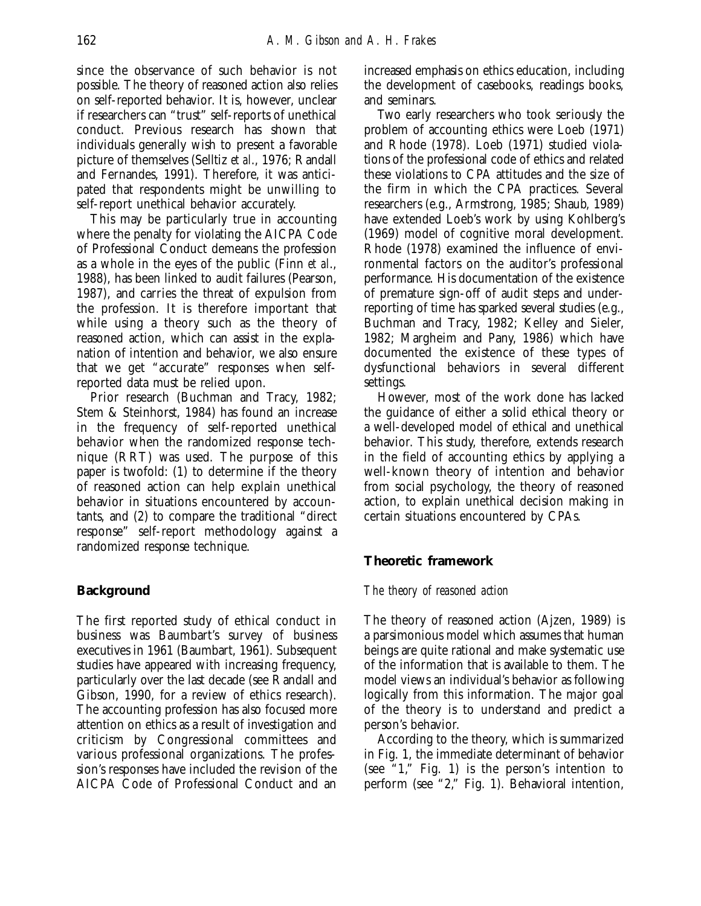since the observance of such behavior is not possible. The theory of reasoned action also relies on self-reported behavior. It is, however, unclear if researchers can "trust" self-reports of unethical conduct. Previous research has shown that individuals generally wish to present a favorable picture of themselves (Selltiz *et al*., 1976; Randall and Fernandes, 1991). Therefore, it was anticipated that respondents might be unwilling to self-report unethical behavior accurately.

This may be particularly true in accounting where the penalty for violating the AICPA Code of Professional Conduct demeans the profession as a whole in the eyes of the public (Finn *et al*., 1988), has been linked to audit failures (Pearson, 1987), and carries the threat of expulsion from the profession. It is therefore important that while using a theory such as the theory of reasoned action, which can assist in the explanation of intention and behavior, we also ensure that we get "accurate" responses when self-reported data must be relied upon.

Prior research (Buchman and Tracy, 1982; Stem & Steinhorst, 1984) has found an increase in the frequency of self-reported unethical behavior when the randomized response technique (RRT) was used. The purpose of this paper is twofold: (1) to determine if the theory of reasoned action can help explain unethical behavior in situations encountered by accountants, and (2) to compare the traditional "direct response" self-report methodology against a randomized response technique.

## Background

The first reported study of ethical conduct in business was Baumbart's survey of business executives in 1961 (Baumbart, 1961). Subsequent studies have appeared with increasing frequency, particularly over the last decade (see Randall and Gibson, 1990, for a review of ethics research). The accounting profession has also focused more attention on ethics as a result of investigation and criticism by Congressional committees and various professional organizations. The profession's responses have included the revision of the AICPA Code of Professional Conduct and an increased emphasis on ethics education, including the development of casebooks, readings books, and seminars.

Two early researchers who took seriously the problem of accounting ethics were Loeb (1971) and Rhode (1978). Loeb (1971) studied violations of the professional code of ethics and related these violations to CPA attitudes and the size of the firm in which the CPA practices. Several researchers (e.g., Armstrong, 1985; Shaub, 1989) have extended Loeb's work by using Kohlberg's (1969) model of cognitive moral development. Rhode (1978) examined the influence of environmental factors on the auditor's professional performance. His documentation of the existence of premature sign-off of audit steps and under-reporting of time has sparked several studies (e.g., Buchman and Tracy, 1982; Kelley and Sieler, 1982; Margheim and Pany, 1986) which have documented the existence of these types of dysfunctional behaviors in several different settings.

However, most of the work done has lacked the guidance of either a solid ethical theory or a well-developed model of ethical and unethical behavior. This study, therefore, extends research in the field of accounting ethics by applying a well-known theory of intention and behavior from social psychology, the theory of reasoned action, to explain unethical decision making in certain situations encountered by CPAs.

## Theoretic framework

### *The theory of reasoned action*

The theory of reasoned action (Ajzen, 1989) is a parsimonious model which assumes that human beings are quite rational and make systematic use of the information that is available to them. The model views an individual's behavior as following logically from this information. The major goal of the theory is to understand and predict a person's behavior.

According to the theory, which is summarized in Fig. 1, the immediate determinant of behavior (see "1," Fig. 1) is the person's intention to perform (see "2," Fig. 1). Behavioral intention,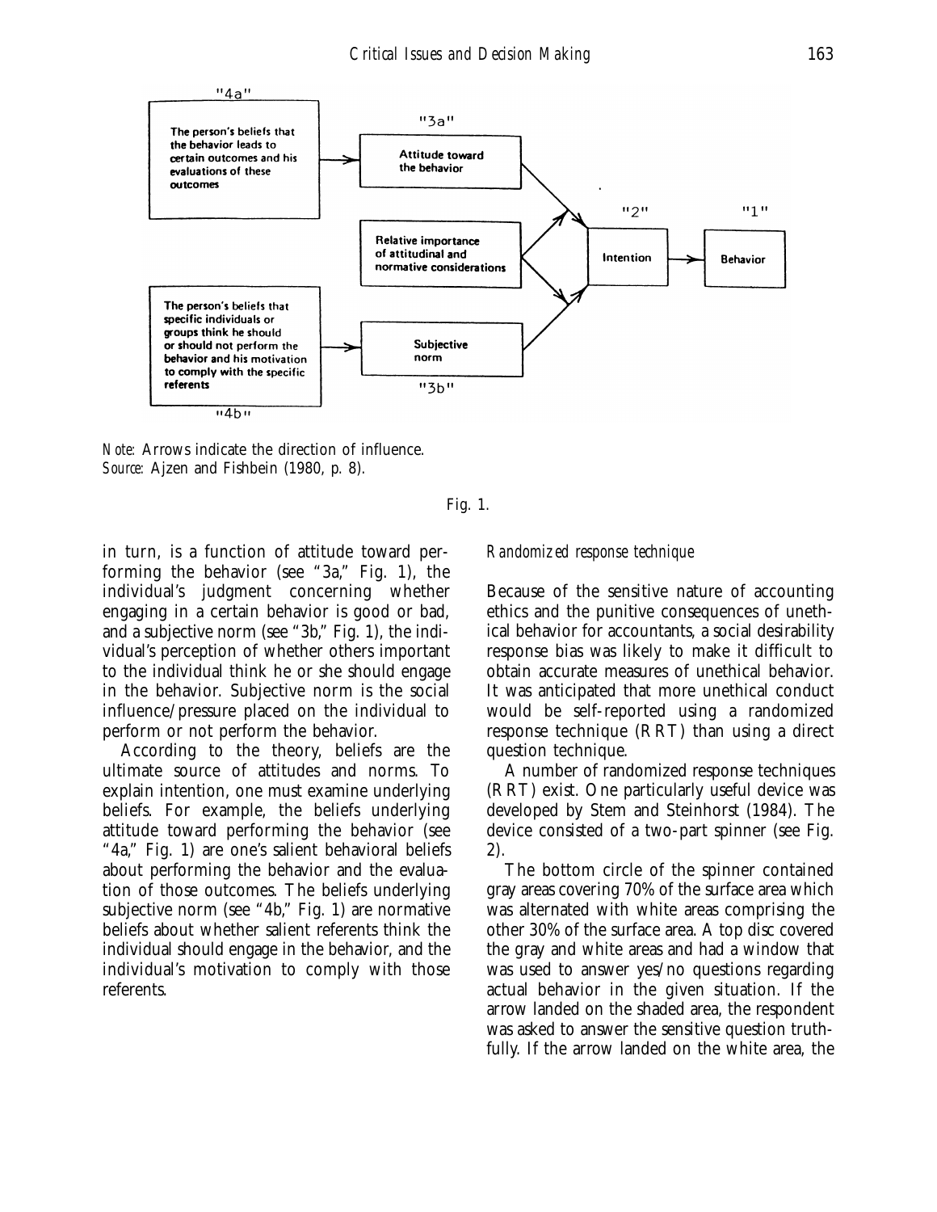*Note:* Arrows indicate the direction of influence.
*Source:* Ajzen and Fishbein (1980, p. 8).

Fig. 1.

in turn, is a function of attitude toward performing the behavior (see "3a," Fig. 1), the individual's judgment concerning whether engaging in a certain behavior is good or bad, and a subjective norm (see "3b," Fig. 1), the individual's perception of whether others important to the individual think he or she should engage in the behavior. Subjective norm is the social influence/pressure placed on the individual to perform or not perform the behavior.

According to the theory, beliefs are the ultimate source of attitudes and norms. To explain intention, one must examine underlying beliefs. For example, the beliefs underlying attitude toward performing the behavior (see "4a," Fig. 1) are one's salient behavioral beliefs about performing the behavior and the evaluation of those outcomes. The beliefs underlying subjective norm (see "4b," Fig. 1) are normative beliefs about whether salient referents think the individual should engage in the behavior, and the individual's motivation to comply with those referents.

### *Randomized response technique*

Because of the sensitive nature of accounting ethics and the punitive consequences of unethical behavior for accountants, a social desirability response bias was likely to make it difficult to obtain accurate measures of unethical behavior. It was anticipated that more unethical conduct would be self-reported using a randomized response technique (RRT) than using a direct question technique.

A number of randomized response techniques (RRT) exist. One particularly useful device was developed by Stem and Steinhorst (1984). The device consisted of a two-part spinner (see Fig. 2).

The bottom circle of the spinner contained gray areas covering 70% of the surface area which was alternated with white areas comprising the other 30% of the surface area. A top disc covered the gray and white areas and had a window that was used to answer yes/no questions regarding actual behavior in the given situation. If the arrow landed on the shaded area, the respondent was asked to answer the sensitive question truthfully. If the arrow landed on the white area, the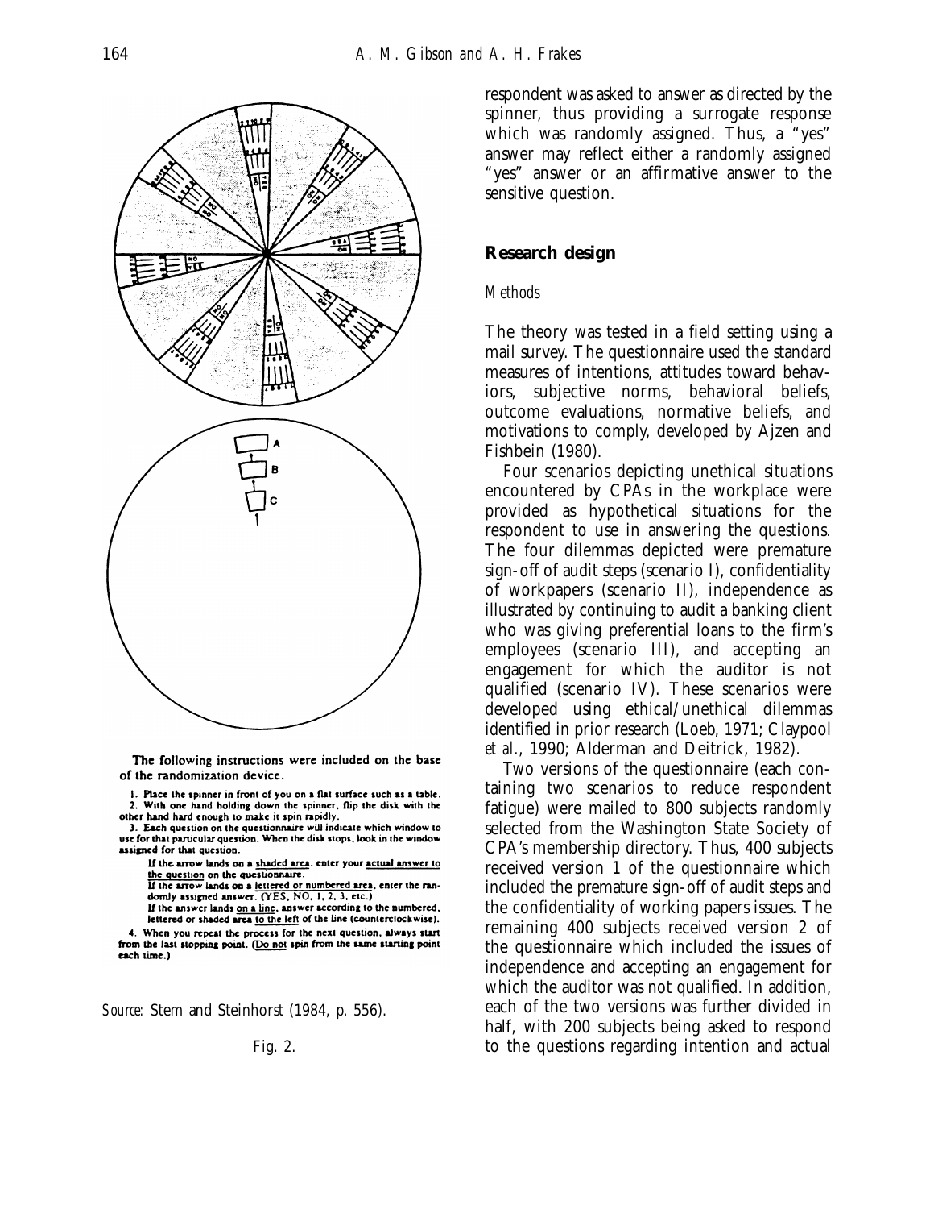The following instructions were included on the base of the randomization device.

1. Place the spinner in front of you on a flat surface such as a table.
2. With one hand holding down the spinner, flip the disk with the other hand hard enough to make it spin rapidly.
3. Each question on the questionnaire will indicate which window to use for that particular question. When the disk stops, look in the window assigned for that question.

   If the arrow lands on a shaded area, enter your actual answer to the question on the questionnaire.
   If the arrow lands on a lettered or numbered area, enter the randomly assigned answer. (YES, NO, 1, 2, 3, etc.)
   If the answer lands on a line, answer according to the numbered, lettered or shaded area to the left of the line (counterclockwise).
4. When you repeat the process for the next question, always start from the last stopping point. (Do not spin from the same starting point each time.)

*Source:* Stem and Steinhorst (1984, p. 556).

Fig. 2.

respondent was asked to answer as directed by the spinner, thus providing a surrogate response which was randomly assigned. Thus, a "yes" answer may reflect either a randomly assigned "yes" answer or an affirmative answer to the sensitive question.

## Research design

### *Methods*

The theory was tested in a field setting using a mail survey. The questionnaire used the standard measures of intentions, attitudes toward behaviors, subjective norms, behavioral beliefs, outcome evaluations, normative beliefs, and motivations to comply, developed by Ajzen and Fishbein (1980).

Four scenarios depicting unethical situations encountered by CPAs in the workplace were provided as hypothetical situations for the respondent to use in answering the questions. The four dilemmas depicted were premature sign-off of audit steps (scenario I), confidentiality of workpapers (scenario II), independence as illustrated by continuing to audit a banking client who was giving preferential loans to the firm's employees (scenario III), and accepting an engagement for which the auditor is not qualified (scenario IV). These scenarios were developed using ethical/unethical dilemmas identified in prior research (Loeb, 1971; Claypool *et al*., 1990; Alderman and Deitrick, 1982).

Two versions of the questionnaire (each containing two scenarios to reduce respondent fatigue) were mailed to 800 subjects randomly selected from the Washington State Society of CPA's membership directory. Thus, 400 subjects received version 1 of the questionnaire which included the premature sign-off of audit steps and the confidentiality of working papers issues. The remaining 400 subjects received version 2 of the questionnaire which included the issues of independence and accepting an engagement for which the auditor was not qualified. In addition, each of the two versions was further divided in half, with 200 subjects being asked to respond to the questions regarding intention and actual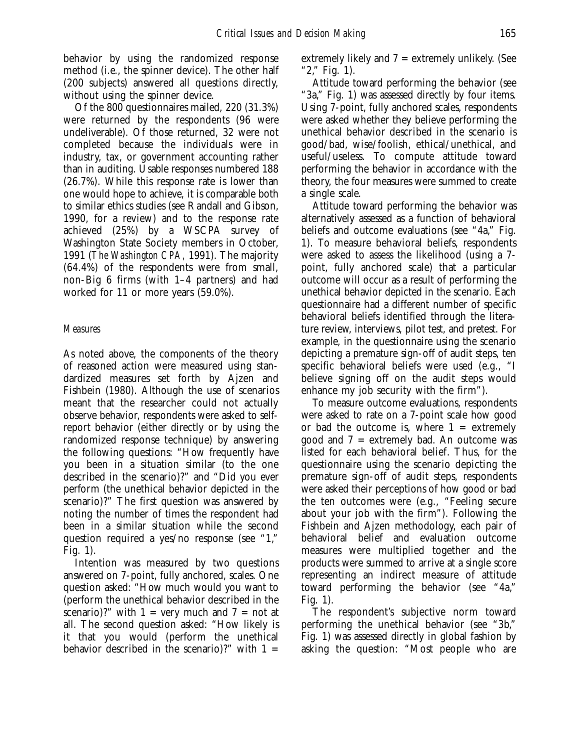behavior by using the randomized response method (i.e., the spinner device). The other half (200 subjects) answered all questions directly, without using the spinner device.

Of the 800 questionnaires mailed, 220 (31.3%) were returned by the respondents (96 were undeliverable). Of those returned, 32 were not completed because the individuals were in industry, tax, or government accounting rather than in auditing. Usable responses numbered 188 (26.7%). While this response rate is lower than one would hope to achieve, it is comparable both to similar ethics studies (see Randall and Gibson, 1990, for a review) and to the response rate achieved (25%) by a WSCPA survey of Washington State Society members in October, 1991 (*The Washington CPA*, 1991). The majority (64.4%) of the respondents were from small, non-Big 6 firms (with 1–4 partners) and had worked for 11 or more years (59.0%).

### *Measures*

As noted above, the components of the theory of reasoned action were measured using standardized measures set forth by Ajzen and Fishbein (1980). Although the use of scenarios meant that the researcher could not actually observe behavior, respondents were asked to self-report behavior (either directly or by using the randomized response technique) by answering the following questions: "How frequently have you been in a situation similar (to the one described in the scenario)?" and "Did you ever perform (the unethical behavior depicted in the scenario)?" The first question was answered by noting the number of times the respondent had been in a similar situation while the second question required a yes/no response (see "1," Fig. 1).

Intention was measured by two questions answered on 7-point, fully anchored, scales. One question asked: "How much would you want to (perform the unethical behavior described in the scenario)?" with 1 = very much and 7 = not at all. The second question asked: "How likely is it that you would (perform the unethical behavior described in the scenario)?" with 1 = extremely likely and 7 = extremely unlikely. (See "2," Fig. 1).

Attitude toward performing the behavior (see "3a," Fig. 1) was assessed directly by four items. Using 7-point, fully anchored scales, respondents were asked whether they believe performing the unethical behavior described in the scenario is good/bad, wise/foolish, ethical/unethical, and useful/useless. To compute attitude toward performing the behavior in accordance with the theory, the four measures were summed to create a single scale.

Attitude toward performing the behavior was alternatively assessed as a function of behavioral beliefs and outcome evaluations (see "4a," Fig. 1). To measure behavioral beliefs, respondents were asked to assess the likelihood (using a 7-point, fully anchored scale) that a particular outcome will occur as a result of performing the unethical behavior depicted in the scenario. Each questionnaire had a different number of specific behavioral beliefs identified through the literature review, interviews, pilot test, and pretest. For example, in the questionnaire using the scenario depicting a premature sign-off of audit steps, ten specific behavioral beliefs were used (e.g., "I believe signing off on the audit steps would enhance my job security with the firm").

To measure outcome evaluations, respondents were asked to rate on a 7-point scale how good or bad the outcome is, where 1 = extremely good and 7 = extremely bad. An outcome was listed for each behavioral belief. Thus, for the questionnaire using the scenario depicting the premature sign-off of audit steps, respondents were asked their perceptions of how good or bad the ten outcomes were (e.g., "Feeling secure about your job with the firm"). Following the Fishbein and Ajzen methodology, each pair of behavioral belief and evaluation outcome measures were multiplied together and the products were summed to arrive at a single score representing an indirect measure of attitude toward performing the behavior (see "4a," Fig. 1).

The respondent's subjective norm toward performing the unethical behavior (see "3b," Fig. 1) was assessed directly in global fashion by asking the question: "Most people who are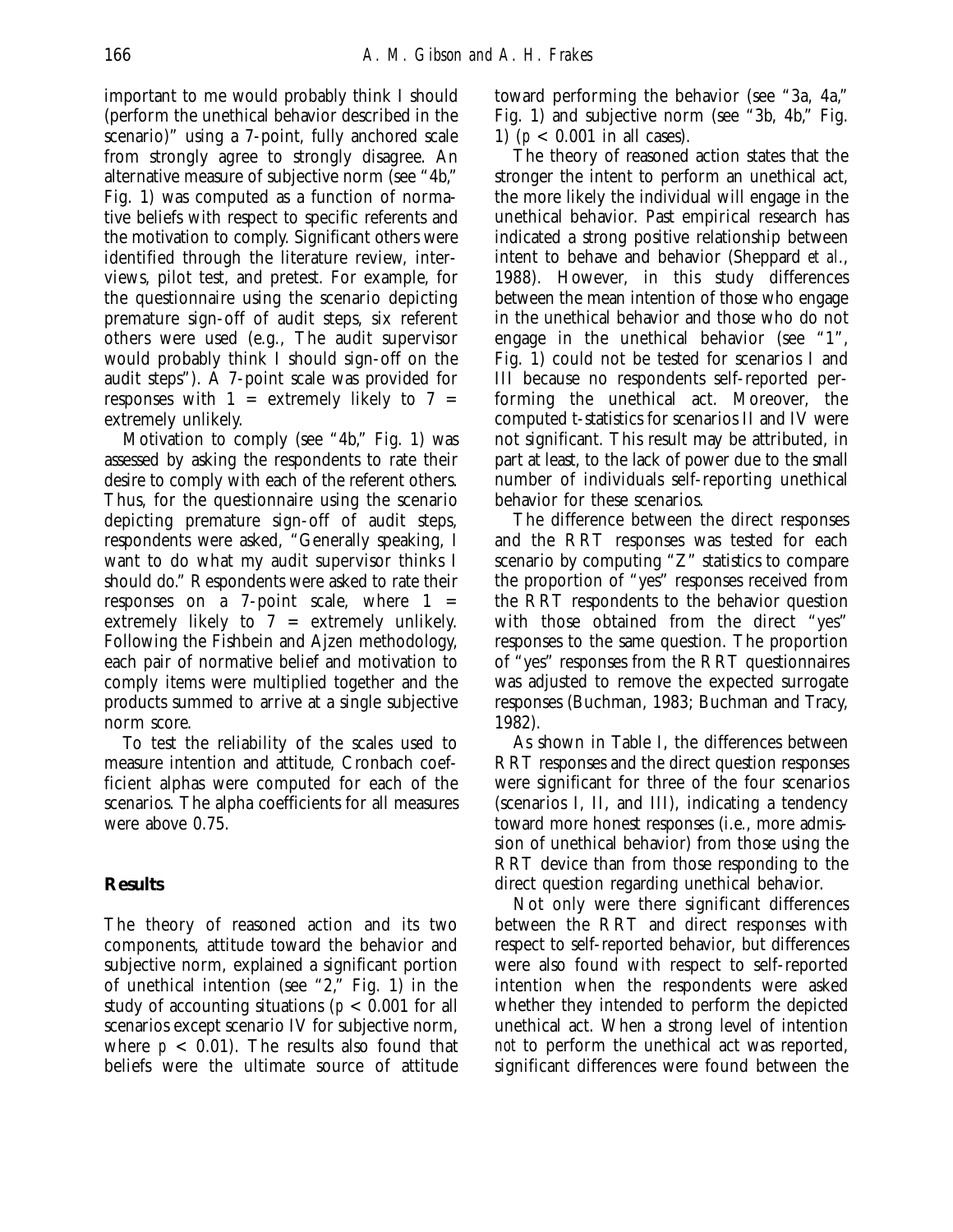important to me would probably think I should (perform the unethical behavior described in the scenario)" using a 7-point, fully anchored scale from strongly agree to strongly disagree. An alternative measure of subjective norm (see "4b," Fig. 1) was computed as a function of normative beliefs with respect to specific referents and the motivation to comply. Significant others were identified through the literature review, interviews, pilot test, and pretest. For example, for the questionnaire using the scenario depicting premature sign-off of audit steps, six referent others were used (e.g., The audit supervisor would probably think I should sign-off on the audit steps"). A 7-point scale was provided for responses with 1 = extremely likely to 7 = extremely unlikely.

Motivation to comply (see "4b," Fig. 1) was assessed by asking the respondents to rate their desire to comply with each of the referent others. Thus, for the questionnaire using the scenario depicting premature sign-off of audit steps, respondents were asked, "Generally speaking, I want to do what my audit supervisor thinks I should do." Respondents were asked to rate their responses on a 7-point scale, where 1 = extremely likely to 7 = extremely unlikely. Following the Fishbein and Ajzen methodology, each pair of normative belief and motivation to comply items were multiplied together and the products summed to arrive at a single subjective norm score.

To test the reliability of the scales used to measure intention and attitude, Cronbach coefficient alphas were computed for each of the scenarios. The alpha coefficients for all measures were above 0.75.

## Results

The theory of reasoned action and its two components, attitude toward the behavior and subjective norm, explained a significant portion of unethical intention (see "2," Fig. 1) in the study of accounting situations ($p < 0.001$ for all scenarios except scenario IV for subjective norm, where $p < 0.01$). The results also found that beliefs were the ultimate source of attitude toward performing the behavior (see "3a, 4a," Fig. 1) and subjective norm (see "3b, 4b," Fig. 1) ($p < 0.001$ in all cases).

The theory of reasoned action states that the stronger the intent to perform an unethical act, the more likely the individual will engage in the unethical behavior. Past empirical research has indicated a strong positive relationship between intent to behave and behavior (Sheppard *et al*., 1988). However, in this study differences between the mean intention of those who engage in the unethical behavior and those who do not engage in the unethical behavior (see "1", Fig. 1) could not be tested for scenarios I and III because no respondents self-reported performing the unethical act. Moreover, the computed t-statistics for scenarios II and IV were not significant. This result may be attributed, in part at least, to the lack of power due to the small number of individuals self-reporting unethical behavior for these scenarios.

The difference between the direct responses and the RRT responses was tested for each scenario by computing "Z" statistics to compare the proportion of "yes" responses received from the RRT respondents to the behavior question with those obtained from the direct "yes" responses to the same question. The proportion of "yes" responses from the RRT questionnaires was adjusted to remove the expected surrogate responses (Buchman, 1983; Buchman and Tracy, 1982).

As shown in Table I, the differences between RRT responses and the direct question responses were significant for three of the four scenarios (scenarios I, II, and III), indicating a tendency toward more honest responses (i.e., more admission of unethical behavior) from those using the RRT device than from those responding to the direct question regarding unethical behavior.

Not only were there significant differences between the RRT and direct responses with respect to self-reported behavior, but differences were also found with respect to self-reported intention when the respondents were asked whether they intended to perform the depicted unethical act. When a strong level of intention *not* to perform the unethical act was reported, significant differences were found between the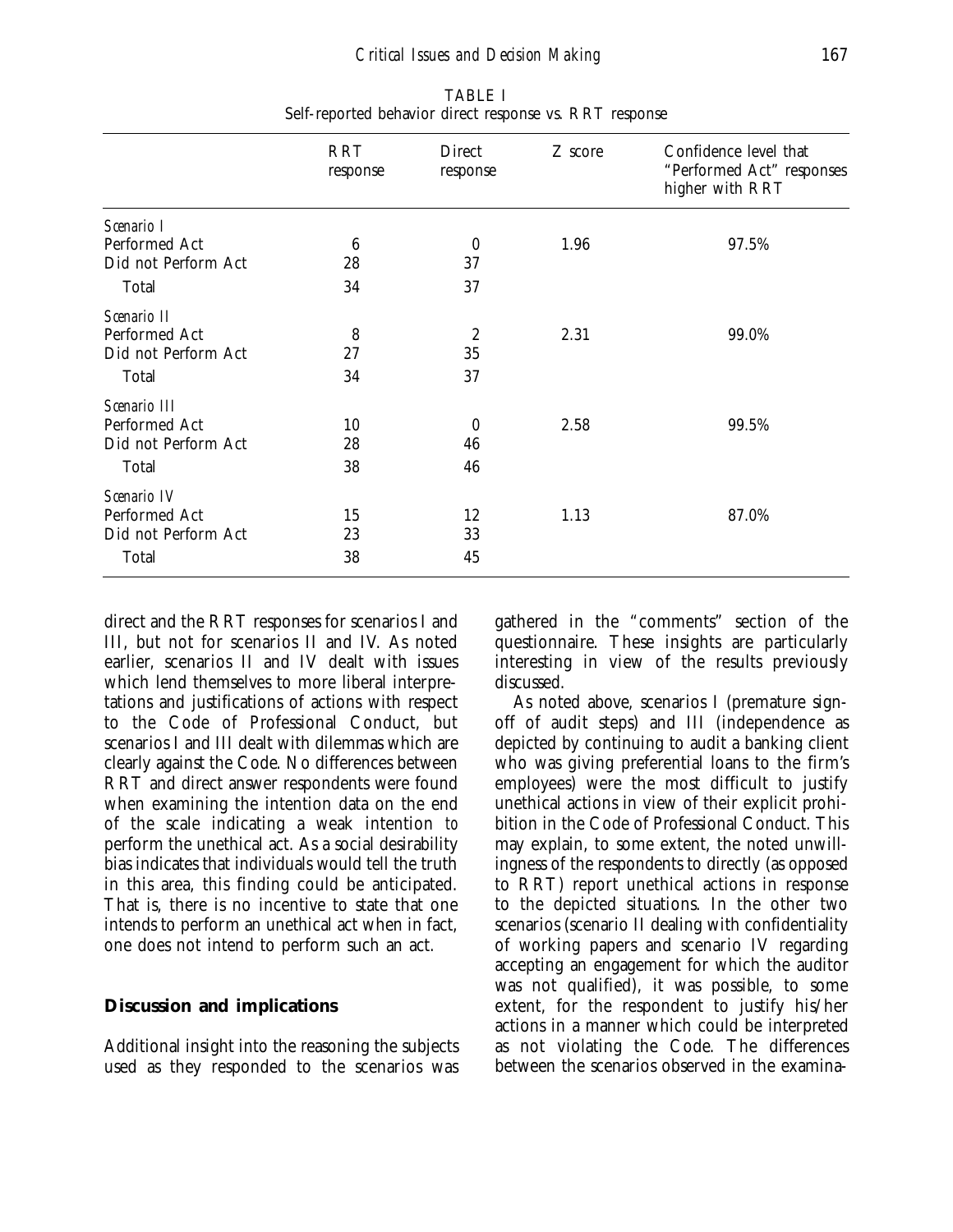TABLE I
Self-reported behavior direct response vs. RRT response

| | RRT response | Direct response | Z score | Confidence level that "Performed Act" responses higher with RRT |
|---|---|---|---|---|
| *Scenario I* | | | | |
| Performed Act | 6 | 0 | 1.96 | 97.5% |
| Did not Perform Act | 28 | 37 | | |
| Total | 34 | 37 | | |
| *Scenario II* | | | | |
| Performed Act | 8 | 2 | 2.31 | 99.0% |
| Did not Perform Act | 27 | 35 | | |
| Total | 34 | 37 | | |
| *Scenario III* | | | | |
| Performed Act | 10 | 0 | 2.58 | 99.5% |
| Did not Perform Act | 28 | 46 | | |
| Total | 38 | 46 | | |
| *Scenario IV* | | | | |
| Performed Act | 15 | 12 | 1.13 | 87.0% |
| Did not Perform Act | 23 | 33 | | |
| Total | 38 | 45 | | |

direct and the RRT responses for scenarios I and III, but not for scenarios II and IV. As noted earlier, scenarios II and IV dealt with issues which lend themselves to more liberal interpretations and justifications of actions with respect to the Code of Professional Conduct, but scenarios I and III dealt with dilemmas which are clearly against the Code. No differences between RRT and direct answer respondents were found when examining the intention data on the end of the scale indicating a weak intention *to* perform the unethical act. As a social desirability bias indicates that individuals would tell the truth in this area, this finding could be anticipated. That is, there is no incentive to state that one intends to perform an unethical act when in fact, one does not intend to perform such an act.

## Discussion and implications

Additional insight into the reasoning the subjects used as they responded to the scenarios was gathered in the "comments" section of the questionnaire. These insights are particularly interesting in view of the results previously discussed.

As noted above, scenarios I (premature sign-off of audit steps) and III (independence as depicted by continuing to audit a banking client who was giving preferential loans to the firm's employees) were the most difficult to justify unethical actions in view of their explicit prohibition in the Code of Professional Conduct. This may explain, to some extent, the noted unwillingness of the respondents to directly (as opposed to RRT) report unethical actions in response to the depicted situations. In the other two scenarios (scenario II dealing with confidentiality of working papers and scenario IV regarding accepting an engagement for which the auditor was not qualified), it was possible, to some extent, for the respondent to justify his/her actions in a manner which could be interpreted as not violating the Code. The differences between the scenarios observed in the examina-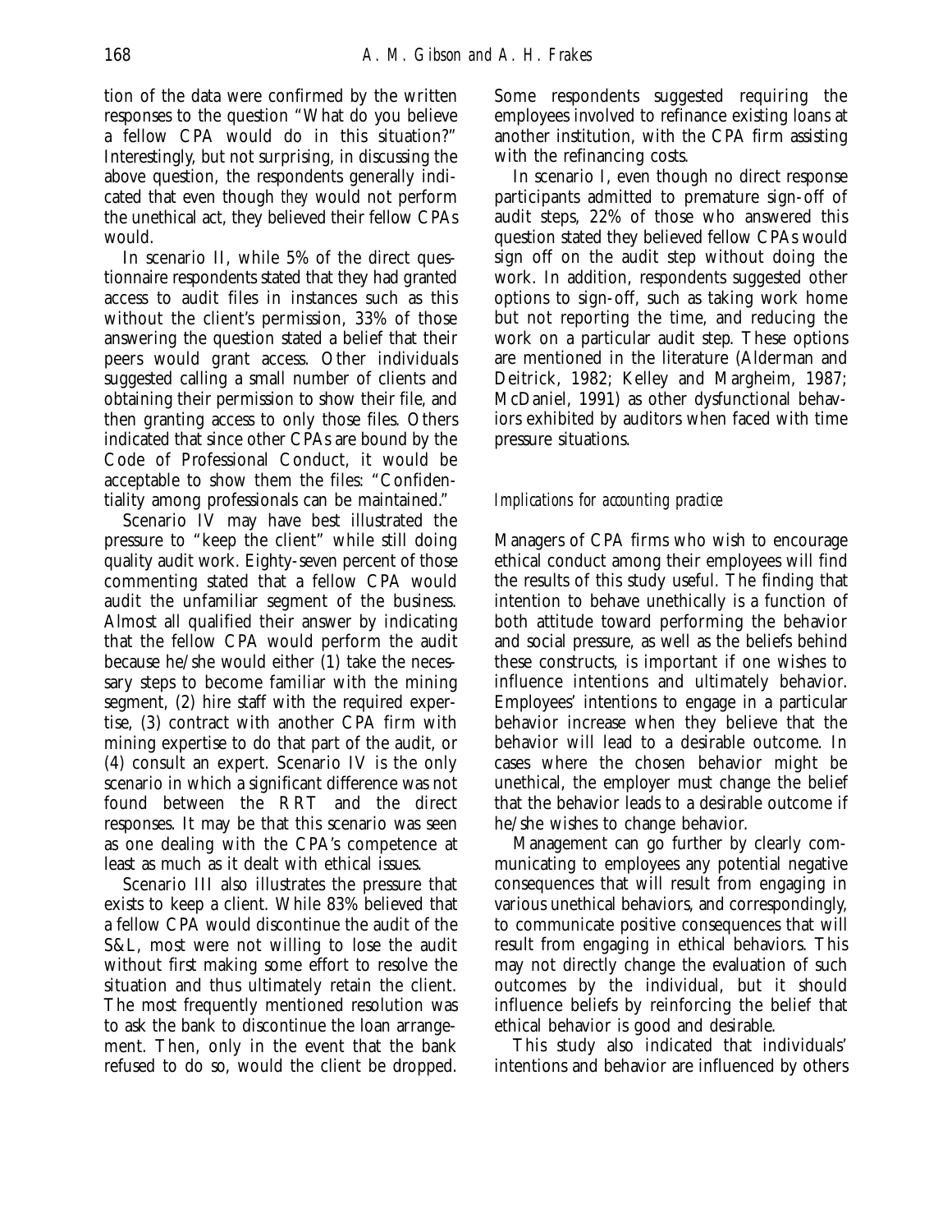tion of the data were confirmed by the written responses to the question "What do you believe a fellow CPA would do in this situation?" Interestingly, but not surprising, in discussing the above question, the respondents generally indicated that even though *they* would not perform the unethical act, they believed their fellow CPAs would.

In scenario II, while 5% of the direct questionnaire respondents stated that they had granted access to audit files in instances such as this without the client's permission, 33% of those answering the question stated a belief that their peers would grant access. Other individuals suggested calling a small number of clients and obtaining their permission to show their file, and then granting access to only those files. Others indicated that since other CPAs are bound by the Code of Professional Conduct, it would be acceptable to show them the files: "Confidentiality among professionals can be maintained."

Scenario IV may have best illustrated the pressure to "keep the client" while still doing quality audit work. Eighty-seven percent of those commenting stated that a fellow CPA would audit the unfamiliar segment of the business. Almost all qualified their answer by indicating that the fellow CPA would perform the audit because he/she would either (1) take the necessary steps to become familiar with the mining segment, (2) hire staff with the required expertise, (3) contract with another CPA firm with mining expertise to do that part of the audit, or (4) consult an expert. Scenario IV is the only scenario in which a significant difference was not found between the RRT and the direct responses. It may be that this scenario was seen as one dealing with the CPA's competence at least as much as it dealt with ethical issues.

Scenario III also illustrates the pressure that exists to keep a client. While 83% believed that a fellow CPA would discontinue the audit of the S&L, most were not willing to lose the audit without first making some effort to resolve the situation and thus ultimately retain the client. The most frequently mentioned resolution was to ask the bank to discontinue the loan arrangement. Then, only in the event that the bank refused to do so, would the client be dropped. Some respondents suggested requiring the employees involved to refinance existing loans at another institution, with the CPA firm assisting with the refinancing costs.

In scenario I, even though no direct response participants admitted to premature sign-off of audit steps, 22% of those who answered this question stated they believed fellow CPAs would sign off on the audit step without doing the work. In addition, respondents suggested other options to sign-off, such as taking work home but not reporting the time, and reducing the work on a particular audit step. These options are mentioned in the literature (Alderman and Deitrick, 1982; Kelley and Margheim, 1987; McDaniel, 1991) as other dysfunctional behaviors exhibited by auditors when faced with time pressure situations.

### *Implications for accounting practice*

Managers of CPA firms who wish to encourage ethical conduct among their employees will find the results of this study useful. The finding that intention to behave unethically is a function of both attitude toward performing the behavior and social pressure, as well as the beliefs behind these constructs, is important if one wishes to influence intentions and ultimately behavior. Employees' intentions to engage in a particular behavior increase when they believe that the behavior will lead to a desirable outcome. In cases where the chosen behavior might be unethical, the employer must change the belief that the behavior leads to a desirable outcome if he/she wishes to change behavior.

Management can go further by clearly communicating to employees any potential negative consequences that will result from engaging in various unethical behaviors, and correspondingly, to communicate positive consequences that will result from engaging in ethical behaviors. This may not directly change the evaluation of such outcomes by the individual, but it should influence beliefs by reinforcing the belief that ethical behavior is good and desirable.

This study also indicated that individuals' intentions and behavior are influenced by others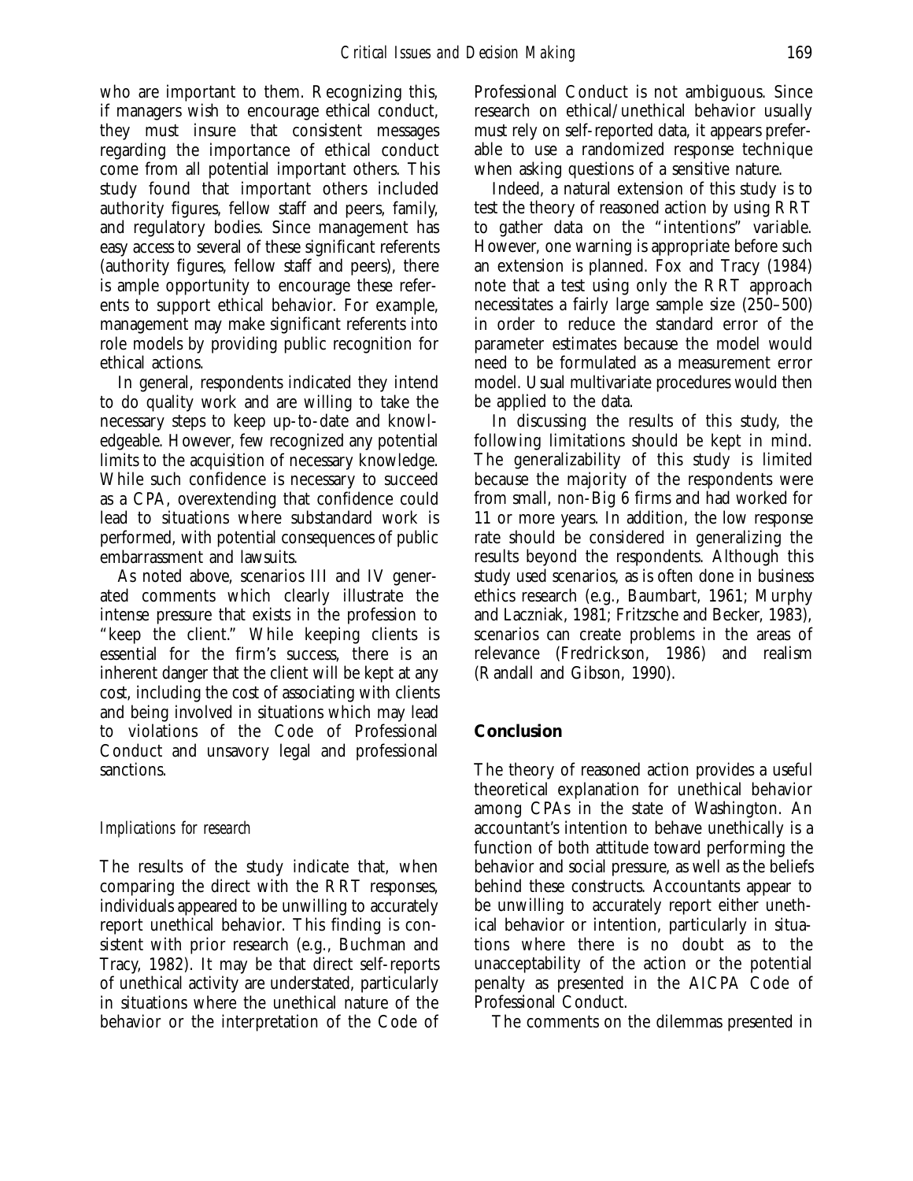who are important to them. Recognizing this, if managers wish to encourage ethical conduct, they must insure that consistent messages regarding the importance of ethical conduct come from all potential important others. This study found that important others included authority figures, fellow staff and peers, family, and regulatory bodies. Since management has easy access to several of these significant referents (authority figures, fellow staff and peers), there is ample opportunity to encourage these referents to support ethical behavior. For example, management may make significant referents into role models by providing public recognition for ethical actions.

In general, respondents indicated they intend to do quality work and are willing to take the necessary steps to keep up-to-date and knowledgeable. However, few recognized any potential limits to the acquisition of necessary knowledge. While such confidence is necessary to succeed as a CPA, overextending that confidence could lead to situations where substandard work is performed, with potential consequences of public embarrassment and lawsuits.

As noted above, scenarios III and IV generated comments which clearly illustrate the intense pressure that exists in the profession to "keep the client." While keeping clients is essential for the firm's success, there is an inherent danger that the client will be kept at any cost, including the cost of associating with clients and being involved in situations which may lead to violations of the Code of Professional Conduct and unsavory legal and professional sanctions.

### *Implications for research*

The results of the study indicate that, when comparing the direct with the RRT responses, individuals appeared to be unwilling to accurately report unethical behavior. This finding is consistent with prior research (e.g., Buchman and Tracy, 1982). It may be that direct self-reports of unethical activity are understated, particularly in situations where the unethical nature of the behavior or the interpretation of the Code of Professional Conduct is not ambiguous. Since research on ethical/unethical behavior usually must rely on self-reported data, it appears preferable to use a randomized response technique when asking questions of a sensitive nature.

Indeed, a natural extension of this study is to test the theory of reasoned action by using RRT to gather data on the "intentions" variable. However, one warning is appropriate before such an extension is planned. Fox and Tracy (1984) note that a test using only the RRT approach necessitates a fairly large sample size (250–500) in order to reduce the standard error of the parameter estimates because the model would need to be formulated as a measurement error model. Usual multivariate procedures would then be applied to the data.

In discussing the results of this study, the following limitations should be kept in mind. The generalizability of this study is limited because the majority of the respondents were from small, non-Big 6 firms and had worked for 11 or more years. In addition, the low response rate should be considered in generalizing the results beyond the respondents. Although this study used scenarios, as is often done in business ethics research (e.g., Baumbart, 1961; Murphy and Laczniak, 1981; Fritzsche and Becker, 1983), scenarios can create problems in the areas of relevance (Fredrickson, 1986) and realism (Randall and Gibson, 1990).

## Conclusion

The theory of reasoned action provides a useful theoretical explanation for unethical behavior among CPAs in the state of Washington. An accountant's intention to behave unethically is a function of both attitude toward performing the behavior and social pressure, as well as the beliefs behind these constructs. Accountants appear to be unwilling to accurately report either unethical behavior or intention, particularly in situations where there is no doubt as to the unacceptability of the action or the potential penalty as presented in the AICPA Code of Professional Conduct.

The comments on the dilemmas presented in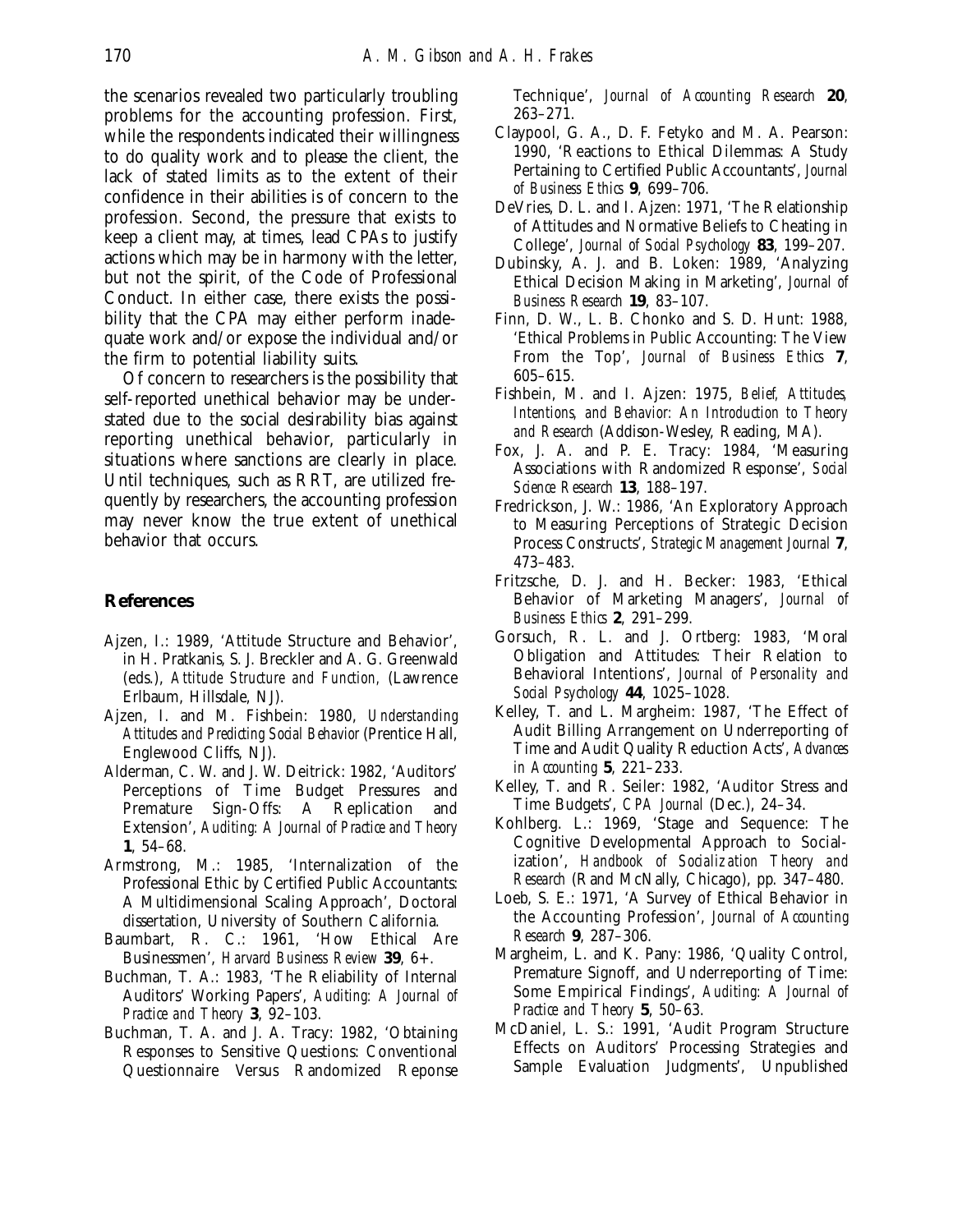the scenarios revealed two particularly troubling problems for the accounting profession. First, while the respondents indicated their willingness to do quality work and to please the client, the lack of stated limits as to the extent of their confidence in their abilities is of concern to the profession. Second, the pressure that exists to keep a client may, at times, lead CPAs to justify actions which may be in harmony with the letter, but not the spirit, of the Code of Professional Conduct. In either case, there exists the possibility that the CPA may either perform inadequate work and/or expose the individual and/or the firm to potential liability suits.

Of concern to researchers is the possibility that self-reported unethical behavior may be understated due to the social desirability bias against reporting unethical behavior, particularly in situations where sanctions are clearly in place. Until techniques, such as RRT, are utilized frequently by researchers, the accounting profession may never know the true extent of unethical behavior that occurs.

## References

- Ajzen, I.: 1989, 'Attitude Structure and Behavior', in H. Pratkanis, S. J. Breckler and A. G. Greenwald (eds.), *Attitude Structure and Function*, (Lawrence Erlbaum, Hillsdale, NJ).
- Ajzen, I. and M. Fishbein: 1980, *Understanding Attitudes and Predicting Social Behavior* (Prentice Hall, Englewood Cliffs, NJ).
- Alderman, C. W. and J. W. Deitrick: 1982, 'Auditors' Perceptions of Time Budget Pressures and Premature Sign-Offs: A Replication and Extension', *Auditing: A Journal of Practice and Theory* **1**, 54–68.
- Armstrong, M.: 1985, 'Internalization of the Professional Ethic by Certified Public Accountants: A Multidimensional Scaling Approach', Doctoral dissertation, University of Southern California.
- Baumbart, R. C.: 1961, 'How Ethical Are Businessmen', *Harvard Business Review* **39**, 6+.
- Buchman, T. A.: 1983, 'The Reliability of Internal Auditors' Working Papers', *Auditing: A Journal of Practice and Theory* **3**, 92–103.
- Buchman, T. A. and J. A. Tracy: 1982, 'Obtaining Responses to Sensitive Questions: Conventional Questionnaire Versus Randomized Reponse Technique', *Journal of Accounting Research* **20**, 263–271.
- Claypool, G. A., D. F. Fetyko and M. A. Pearson: 1990, 'Reactions to Ethical Dilemmas: A Study Pertaining to Certified Public Accountants', *Journal of Business Ethics* **9**, 699–706.
- DeVries, D. L. and I. Ajzen: 1971, 'The Relationship of Attitudes and Normative Beliefs to Cheating in College', *Journal of Social Psychology* **83**, 199–207.
- Dubinsky, A. J. and B. Loken: 1989, 'Analyzing Ethical Decision Making in Marketing', *Journal of Business Research* **19**, 83–107.
- Finn, D. W., L. B. Chonko and S. D. Hunt: 1988, 'Ethical Problems in Public Accounting: The View From the Top', *Journal of Business Ethics* **7**, 605–615.
- Fishbein, M. and I. Ajzen: 1975, *Belief, Attitudes, Intentions, and Behavior: An Introduction to Theory and Research* (Addison-Wesley, Reading, MA).
- Fox, J. A. and P. E. Tracy: 1984, 'Measuring Associations with Randomized Response', *Social Science Research* **13**, 188–197.
- Fredrickson, J. W.: 1986, 'An Exploratory Approach to Measuring Perceptions of Strategic Decision Process Constructs', *Strategic Management Journal* **7**, 473–483.
- Fritzsche, D. J. and H. Becker: 1983, 'Ethical Behavior of Marketing Managers', *Journal of Business Ethics* **2**, 291–299.
- Gorsuch, R. L. and J. Ortberg: 1983, 'Moral Obligation and Attitudes: Their Relation to Behavioral Intentions', *Journal of Personality and Social Psychology* **44**, 1025–1028.
- Kelley, T. and L. Margheim: 1987, 'The Effect of Audit Billing Arrangement on Underreporting of Time and Audit Quality Reduction Acts', *Advances in Accounting* **5**, 221–233.
- Kelley, T. and R. Seiler: 1982, 'Auditor Stress and Time Budgets', *CPA Journal* (Dec.), 24–34.
- Kohlberg. L.: 1969, 'Stage and Sequence: The Cognitive Developmental Approach to Socialization', *Handbook of Socialization Theory and Research* (Rand McNally, Chicago), pp. 347–480.
- Loeb, S. E.: 1971, 'A Survey of Ethical Behavior in the Accounting Profession', *Journal of Accounting Research* **9**, 287–306.
- Margheim, L. and K. Pany: 1986, 'Quality Control, Premature Signoff, and Underreporting of Time: Some Empirical Findings', *Auditing: A Journal of Practice and Theory* **5**, 50–63.
- McDaniel, L. S.: 1991, 'Audit Program Structure Effects on Auditors' Processing Strategies and Sample Evaluation Judgments', Unpublished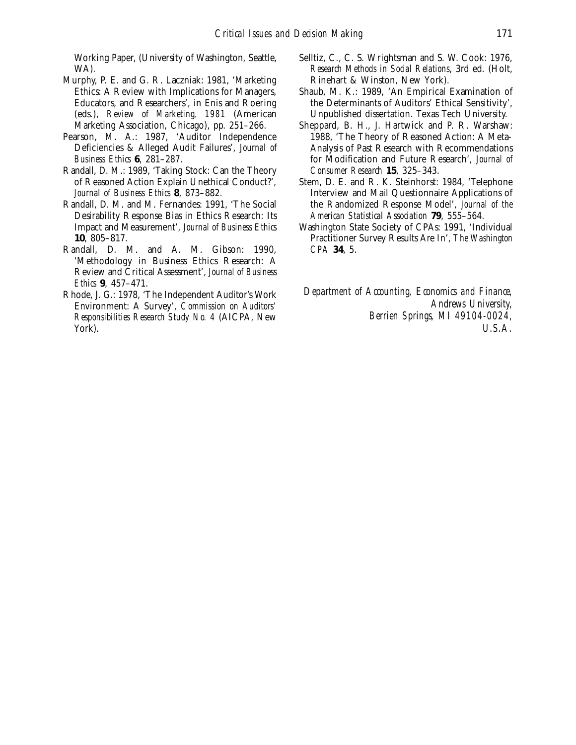Working Paper, (University of Washington, Seattle, WA).

Murphy, P. E. and G. R. Laczniak: 1981, 'Marketing Ethics: A Review with Implications for Managers, Educators, and Researchers', in Enis and Roering (eds.), *Review of Marketing, 1981* (American Marketing Association, Chicago), pp. 251–266.

Pearson, M. A.: 1987, 'Auditor Independence Deficiencies & Alleged Audit Failures', *Journal of Business Ethics* **6**, 281–287.

Randall, D. M.: 1989, 'Taking Stock: Can the Theory of Reasoned Action Explain Unethical Conduct?', *Journal of Business Ethics* **8**, 873–882.

Randall, D. M. and M. Fernandes: 1991, 'The Social Desirability Response Bias in Ethics Research: Its Impact and Measurement', *Journal of Business Ethics* **10**, 805–817.

Randall, D. M. and A. M. Gibson: 1990, 'Methodology in Business Ethics Research: A Review and Critical Assessment', *Journal of Business Ethics* **9**, 457–471.

Rhode, J. G.: 1978, 'The Independent Auditor's Work Environment: A Survey', *Commission on Auditors' Responsibilities Research Study No. 4* (AICPA, New York).

Selltiz, C., C. S. Wrightsman and S. W. Cook: 1976, *Research Methods in Social Relations*, 3rd ed. (Holt, Rinehart & Winston, New York).

Shaub, M. K.: 1989, 'An Empirical Examination of the Determinants of Auditors' Ethical Sensitivity', Unpublished dissertation. Texas Tech University.

Sheppard, B. H., J. Hartwick and P. R. Warshaw: 1988, 'The Theory of Reasoned Action: A Meta-Analysis of Past Research with Recommendations for Modification and Future Research', *Journal of Consumer Research* **15**, 325–343.

Stem, D. E. and R. K. Steinhorst: 1984, 'Telephone Interview and Mail Questionnaire Applications of the Randomized Response Model', *Journal of the American Statistical Association* **79**, 555–564.

Washington State Society of CPAs: 1991, 'Individual Practitioner Survey Results Are In', *The Washington CPA* **34**, 5.

*Department of Accounting, Economics and Finance,*
*Andrews University,*
*Berrien Springs, MI 49104-0024,*
*U.S.A.*